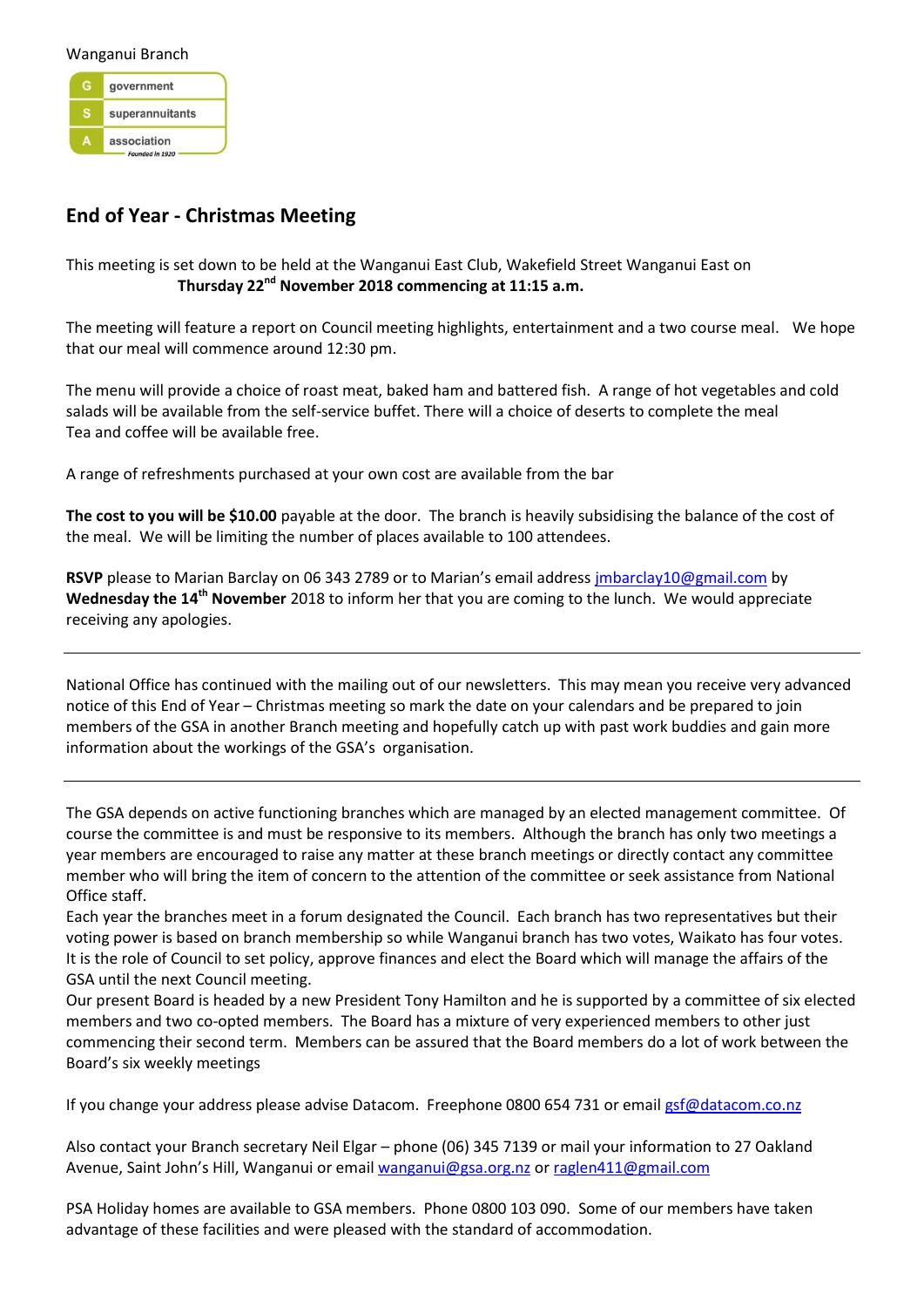Wanganui Branch

| G | government |
|---|---|
| S | superannuitants |
| A | association |

*Founded in 1920*

## End of Year - Christmas Meeting

This meeting is set down to be held at the Wanganui East Club, Wakefield Street Wanganui East on **Thursday 22nd November 2018 commencing at 11:15 a.m.**

The meeting will feature a report on Council meeting highlights, entertainment and a two course meal. We hope that our meal will commence around 12:30 pm.

The menu will provide a choice of roast meat, baked ham and battered fish. A range of hot vegetables and cold salads will be available from the self-service buffet. There will a choice of deserts to complete the meal Tea and coffee will be available free.

A range of refreshments purchased at your own cost are available from the bar

**The cost to you will be $10.00** payable at the door. The branch is heavily subsidising the balance of the cost of the meal. We will be limiting the number of places available to 100 attendees.

**RSVP** please to Marian Barclay on 06 343 2789 or to Marian's email address jmbarclay10@gmail.com by **Wednesday the 14th November** 2018 to inform her that you are coming to the lunch. We would appreciate receiving any apologies.

---

National Office has continued with the mailing out of our newsletters. This may mean you receive very advanced notice of this End of Year – Christmas meeting so mark the date on your calendars and be prepared to join members of the GSA in another Branch meeting and hopefully catch up with past work buddies and gain more information about the workings of the GSA's organisation.

---

The GSA depends on active functioning branches which are managed by an elected management committee. Of course the committee is and must be responsive to its members. Although the branch has only two meetings a year members are encouraged to raise any matter at these branch meetings or directly contact any committee member who will bring the item of concern to the attention of the committee or seek assistance from National Office staff.

Each year the branches meet in a forum designated the Council. Each branch has two representatives but their voting power is based on branch membership so while Wanganui branch has two votes, Waikato has four votes. It is the role of Council to set policy, approve finances and elect the Board which will manage the affairs of the GSA until the next Council meeting.

Our present Board is headed by a new President Tony Hamilton and he is supported by a committee of six elected members and two co-opted members. The Board has a mixture of very experienced members to other just commencing their second term. Members can be assured that the Board members do a lot of work between the Board's six weekly meetings

If you change your address please advise Datacom. Freephone 0800 654 731 or email gsf@datacom.co.nz

Also contact your Branch secretary Neil Elgar – phone (06) 345 7139 or mail your information to 27 Oakland Avenue, Saint John's Hill, Wanganui or email wanganui@gsa.org.nz or raglen411@gmail.com

PSA Holiday homes are available to GSA members. Phone 0800 103 090. Some of our members have taken advantage of these facilities and were pleased with the standard of accommodation.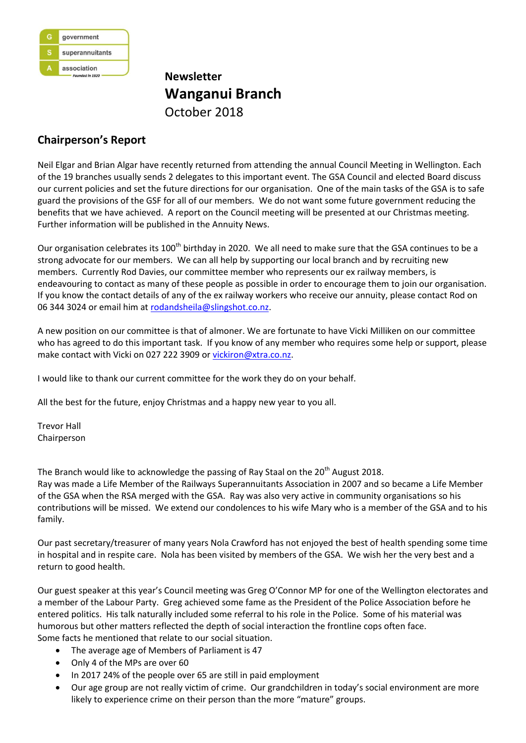G government
S superannuitants
A association
Founded in 1920

**Newsletter**

# Wanganui Branch

October 2018

## Chairperson's Report

Neil Elgar and Brian Algar have recently returned from attending the annual Council Meeting in Wellington. Each of the 19 branches usually sends 2 delegates to this important event. The GSA Council and elected Board discuss our current policies and set the future directions for our organisation. One of the main tasks of the GSA is to safe guard the provisions of the GSF for all of our members. We do not want some future government reducing the benefits that we have achieved. A report on the Council meeting will be presented at our Christmas meeting. Further information will be published in the Annuity News.

Our organisation celebrates its 100th birthday in 2020. We all need to make sure that the GSA continues to be a strong advocate for our members. We can all help by supporting our local branch and by recruiting new members. Currently Rod Davies, our committee member who represents our ex railway members, is endeavouring to contact as many of these people as possible in order to encourage them to join our organisation. If you know the contact details of any of the ex railway workers who receive our annuity, please contact Rod on 06 344 3024 or email him at rodandsheila@slingshot.co.nz.

A new position on our committee is that of almoner. We are fortunate to have Vicki Milliken on our committee who has agreed to do this important task. If you know of any member who requires some help or support, please make contact with Vicki on 027 222 3909 or vickiron@xtra.co.nz.

I would like to thank our current committee for the work they do on your behalf.

All the best for the future, enjoy Christmas and a happy new year to you all.

Trevor Hall
Chairperson

The Branch would like to acknowledge the passing of Ray Staal on the 20th August 2018.
Ray was made a Life Member of the Railways Superannuitants Association in 2007 and so became a Life Member of the GSA when the RSA merged with the GSA. Ray was also very active in community organisations so his contributions will be missed. We extend our condolences to his wife Mary who is a member of the GSA and to his family.

Our past secretary/treasurer of many years Nola Crawford has not enjoyed the best of health spending some time in hospital and in respite care. Nola has been visited by members of the GSA. We wish her the very best and a return to good health.

Our guest speaker at this year's Council meeting was Greg O'Connor MP for one of the Wellington electorates and a member of the Labour Party. Greg achieved some fame as the President of the Police Association before he entered politics. His talk naturally included some referral to his role in the Police. Some of his material was humorous but other matters reflected the depth of social interaction the frontline cops often face.
Some facts he mentioned that relate to our social situation.

- The average age of Members of Parliament is 47
- Only 4 of the MPs are over 60
- In 2017 24% of the people over 65 are still in paid employment
- Our age group are not really victim of crime. Our grandchildren in today's social environment are more likely to experience crime on their person than the more "mature" groups.